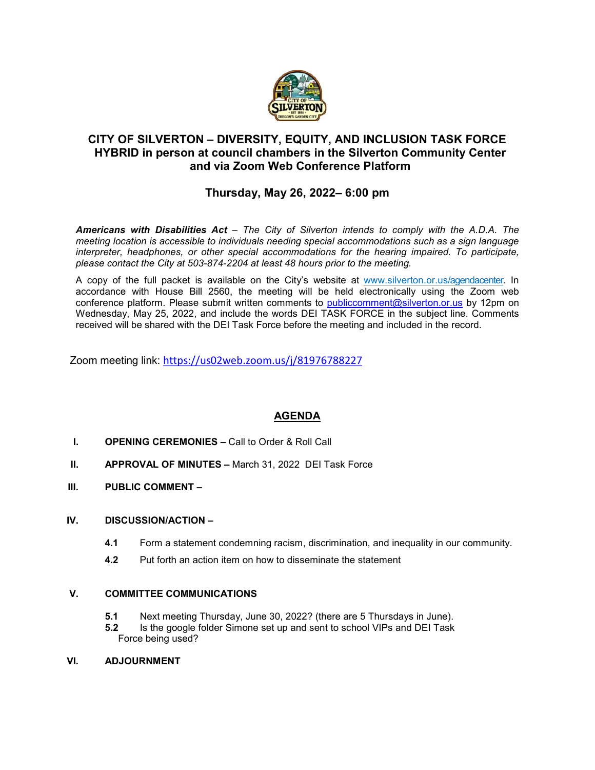# CITY OF SILVERTON – DIVERSITY, EQUITY, AND INCLUSION TASK FORCE
## HYBRID in person at council chambers in the Silverton Community Center and via Zoom Web Conference Platform

### Thursday, May 26, 2022– 6:00 pm

***Americans with Disabilities Act*** *– The City of Silverton intends to comply with the A.D.A. The meeting location is accessible to individuals needing special accommodations such as a sign language interpreter, headphones, or other special accommodations for the hearing impaired. To participate, please contact the City at 503-874-2204 at least 48 hours prior to the meeting.*

A copy of the full packet is available on the City's website at [www.silverton.or.us/agendacenter](www.silverton.or.us/agendacenter). In accordance with House Bill 2560, the meeting will be held electronically using the Zoom web conference platform. Please submit written comments to [publiccomment@silverton.or.us](mailto:publiccomment@silverton.or.us) by 12pm on Wednesday, May 25, 2022, and include the words DEI TASK FORCE in the subject line. Comments received will be shared with the DEI Task Force before the meeting and included in the record.

Zoom meeting link: [https://us02web.zoom.us/j/81976788227](https://us02web.zoom.us/j/81976788227)

## AGENDA

**I. OPENING CEREMONIES –** Call to Order & Roll Call

**II. APPROVAL OF MINUTES –** March 31, 2022 DEI Task Force

**III. PUBLIC COMMENT –**

**IV. DISCUSSION/ACTION –**

- **4.1** Form a statement condemning racism, discrimination, and inequality in our community.
- **4.2** Put forth an action item on how to disseminate the statement

**V. COMMITTEE COMMUNICATIONS**

- **5.1** Next meeting Thursday, June 30, 2022? (there are 5 Thursdays in June).
- **5.2** Is the google folder Simone set up and sent to school VIPs and DEI Task Force being used?

**VI. ADJOURNMENT**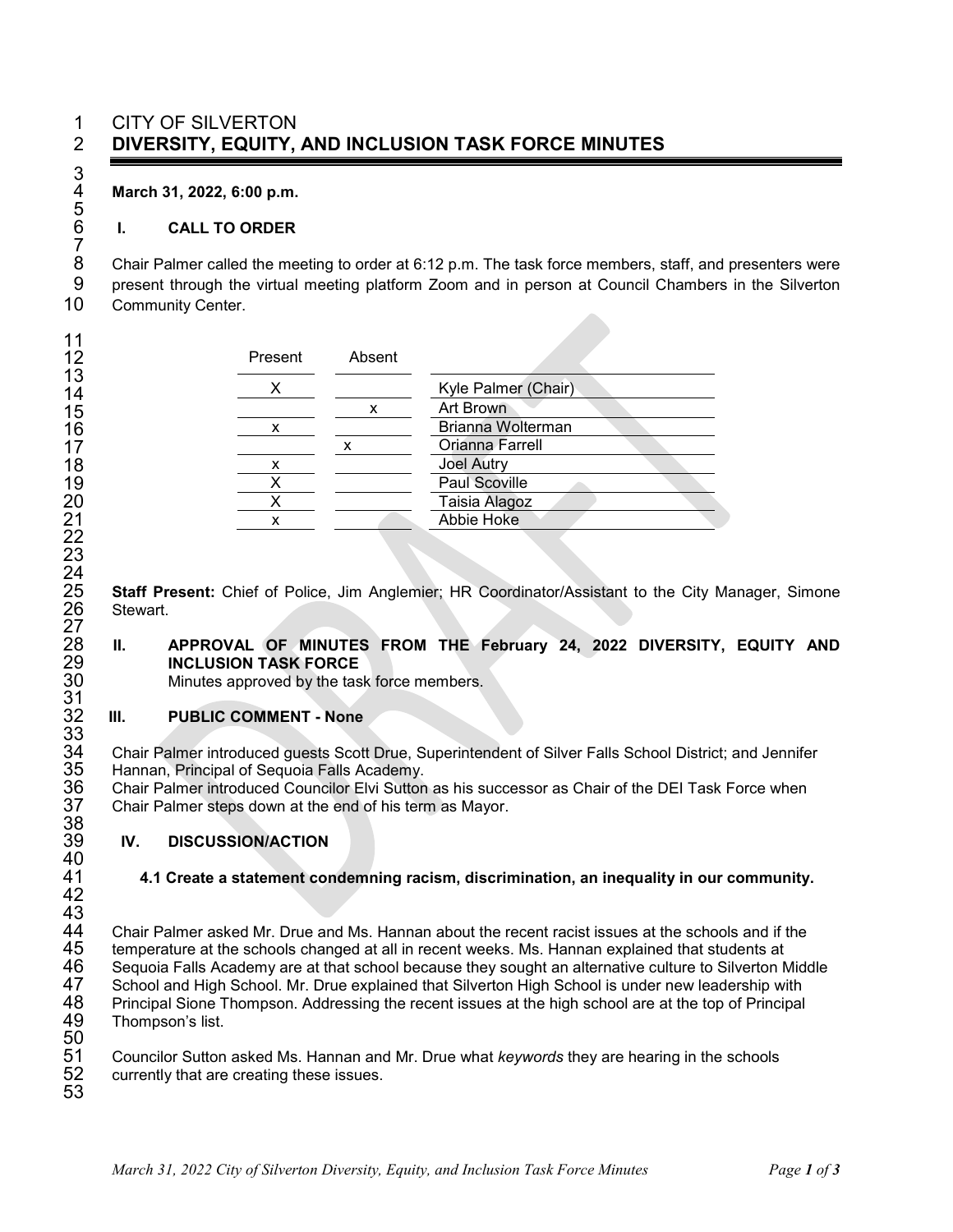CITY OF SILVERTON

# DIVERSITY, EQUITY, AND INCLUSION TASK FORCE MINUTES

**March 31, 2022, 6:00 p.m.**

## I. CALL TO ORDER

Chair Palmer called the meeting to order at 6:12 p.m. The task force members, staff, and presenters were present through the virtual meeting platform Zoom and in person at Council Chambers in the Silverton Community Center.

| Present | Absent | |
|---|---|---|
| X | | Kyle Palmer (Chair) |
| | x | Art Brown |
| x | | Brianna Wolterman |
| | x | Orianna Farrell |
| x | | Joel Autry |
| X | | Paul Scoville |
| X | | Taisia Alagoz |
| x | | Abbie Hoke |

**Staff Present:** Chief of Police, Jim Anglemier; HR Coordinator/Assistant to the City Manager, Simone Stewart.

## II. APPROVAL OF MINUTES FROM THE February 24, 2022 DIVERSITY, EQUITY AND INCLUSION TASK FORCE

Minutes approved by the task force members.

## III. PUBLIC COMMENT - None

Chair Palmer introduced guests Scott Drue, Superintendent of Silver Falls School District; and Jennifer Hannan, Principal of Sequoia Falls Academy.
Chair Palmer introduced Councilor Elvi Sutton as his successor as Chair of the DEI Task Force when Chair Palmer steps down at the end of his term as Mayor.

## IV. DISCUSSION/ACTION

### 4.1 Create a statement condemning racism, discrimination, an inequality in our community.

Chair Palmer asked Mr. Drue and Ms. Hannan about the recent racist issues at the schools and if the temperature at the schools changed at all in recent weeks. Ms. Hannan explained that students at Sequoia Falls Academy are at that school because they sought an alternative culture to Silverton Middle School and High School. Mr. Drue explained that Silverton High School is under new leadership with Principal Sione Thompson. Addressing the recent issues at the high school are at the top of Principal Thompson's list.

Councilor Sutton asked Ms. Hannan and Mr. Drue what *keywords* they are hearing in the schools currently that are creating these issues.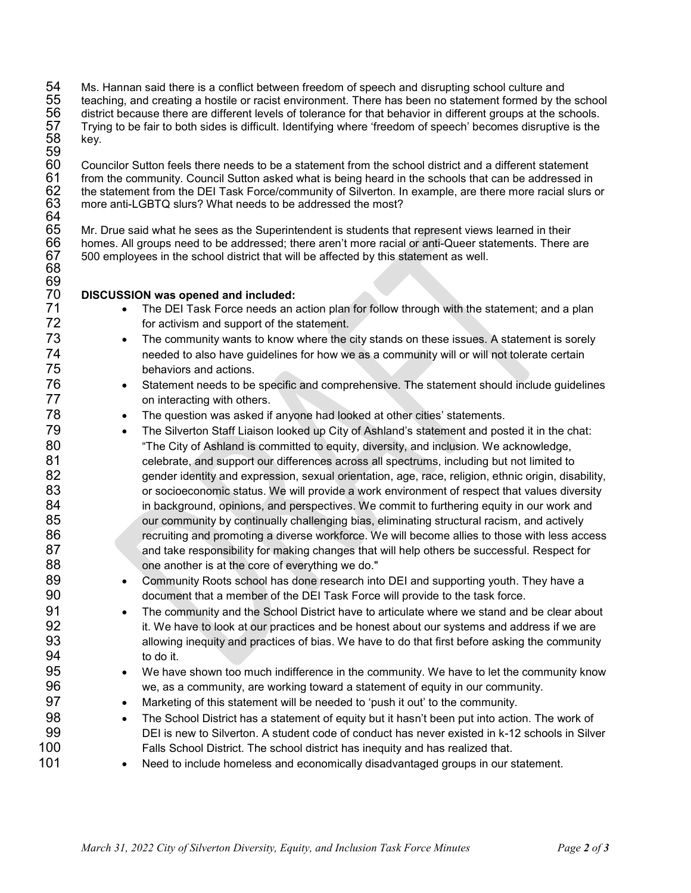Ms. Hannan said there is a conflict between freedom of speech and disrupting school culture and teaching, and creating a hostile or racist environment. There has been no statement formed by the school district because there are different levels of tolerance for that behavior in different groups at the schools. Trying to be fair to both sides is difficult. Identifying where 'freedom of speech' becomes disruptive is the key.

Councilor Sutton feels there needs to be a statement from the school district and a different statement from the community. Council Sutton asked what is being heard in the schools that can be addressed in the statement from the DEI Task Force/community of Silverton. In example, are there more racial slurs or more anti-LGBTQ slurs? What needs to be addressed the most?

Mr. Drue said what he sees as the Superintendent is students that represent views learned in their homes. All groups need to be addressed; there aren't more racial or anti-Queer statements. There are 500 employees in the school district that will be affected by this statement as well.

**DISCUSSION was opened and included:**

- The DEI Task Force needs an action plan for follow through with the statement; and a plan for activism and support of the statement.
- The community wants to know where the city stands on these issues. A statement is sorely needed to also have guidelines for how we as a community will or will not tolerate certain behaviors and actions.
- Statement needs to be specific and comprehensive. The statement should include guidelines on interacting with others.
- The question was asked if anyone had looked at other cities' statements.
- The Silverton Staff Liaison looked up City of Ashland's statement and posted it in the chat: "The City of Ashland is committed to equity, diversity, and inclusion. We acknowledge, celebrate, and support our differences across all spectrums, including but not limited to gender identity and expression, sexual orientation, age, race, religion, ethnic origin, disability, or socioeconomic status. We will provide a work environment of respect that values diversity in background, opinions, and perspectives. We commit to furthering equity in our work and our community by continually challenging bias, eliminating structural racism, and actively recruiting and promoting a diverse workforce. We will become allies to those with less access and take responsibility for making changes that will help others be successful. Respect for one another is at the core of everything we do."
- Community Roots school has done research into DEI and supporting youth. They have a document that a member of the DEI Task Force will provide to the task force.
- The community and the School District have to articulate where we stand and be clear about it. We have to look at our practices and be honest about our systems and address if we are allowing inequity and practices of bias. We have to do that first before asking the community to do it.
- We have shown too much indifference in the community. We have to let the community know we, as a community, are working toward a statement of equity in our community.
- Marketing of this statement will be needed to 'push it out' to the community.
- The School District has a statement of equity but it hasn't been put into action. The work of DEI is new to Silverton. A student code of conduct has never existed in k-12 schools in Silver Falls School District. The school district has inequity and has realized that.
- Need to include homeless and economically disadvantaged groups in our statement.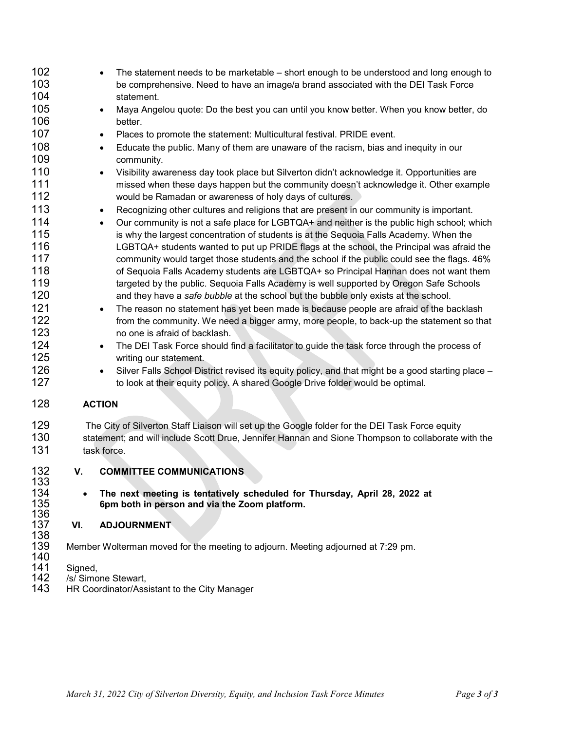- The statement needs to be marketable – short enough to be understood and long enough to be comprehensive. Need to have an image/a brand associated with the DEI Task Force statement.
- Maya Angelou quote: Do the best you can until you know better. When you know better, do better.
- Places to promote the statement: Multicultural festival. PRIDE event.
- Educate the public. Many of them are unaware of the racism, bias and inequity in our community.
- Visibility awareness day took place but Silverton didn't acknowledge it. Opportunities are missed when these days happen but the community doesn't acknowledge it. Other example would be Ramadan or awareness of holy days of cultures.
- Recognizing other cultures and religions that are present in our community is important.
- Our community is not a safe place for LGBTQA+ and neither is the public high school; which is why the largest concentration of students is at the Sequoia Falls Academy. When the LGBTQA+ students wanted to put up PRIDE flags at the school, the Principal was afraid the community would target those students and the school if the public could see the flags. 46% of Sequoia Falls Academy students are LGBTQA+ so Principal Hannan does not want them targeted by the public. Sequoia Falls Academy is well supported by Oregon Safe Schools and they have a *safe bubble* at the school but the bubble only exists at the school.
- The reason no statement has yet been made is because people are afraid of the backlash from the community. We need a bigger army, more people, to back-up the statement so that no one is afraid of backlash.
- The DEI Task Force should find a facilitator to guide the task force through the process of writing our statement.
- Silver Falls School District revised its equity policy, and that might be a good starting place – to look at their equity policy. A shared Google Drive folder would be optimal.

**ACTION**

The City of Silverton Staff Liaison will set up the Google folder for the DEI Task Force equity statement; and will include Scott Drue, Jennifer Hannan and Sione Thompson to collaborate with the task force.

## V. COMMITTEE COMMUNICATIONS

- **The next meeting is tentatively scheduled for Thursday, April 28, 2022 at 6pm both in person and via the Zoom platform.**

## VI. ADJOURNMENT

Member Wolterman moved for the meeting to adjourn. Meeting adjourned at 7:29 pm.

Signed,
/s/ Simone Stewart,
HR Coordinator/Assistant to the City Manager